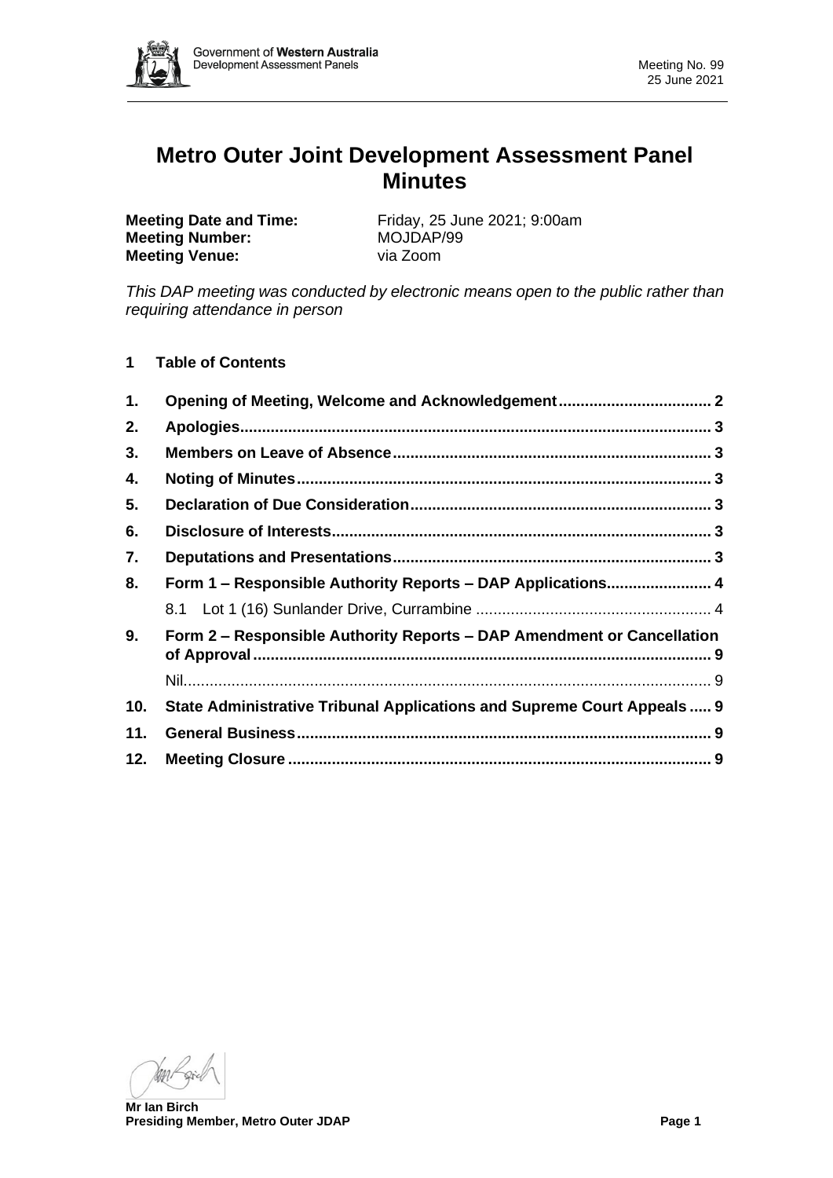# Metro Outer Joint Development Assessment Panel Minutes

**Meeting Date and Time:** Friday, 25 June 2021; 9:00am
**Meeting Number:** MOJDAP/99
**Meeting Venue:** via Zoom

*This DAP meeting was conducted by electronic means open to the public rather than requiring attendance in person*

## 1 Table of Contents

1. Opening of Meeting, Welcome and Acknowledgement ... 2
2. Apologies ... 3
3. Members on Leave of Absence ... 3
4. Noting of Minutes ... 3
5. Declaration of Due Consideration ... 3
6. Disclosure of Interests ... 3
7. Deputations and Presentations ... 3
8. Form 1 – Responsible Authority Reports – DAP Applications ... 4
   - 8.1 Lot 1 (16) Sunlander Drive, Currambine ... 4
9. Form 2 – Responsible Authority Reports – DAP Amendment or Cancellation of Approval ... 9
   - Nil ... 9
10. State Administrative Tribunal Applications and Supreme Court Appeals ... 9
11. General Business ... 9
12. Meeting Closure ... 9

**Mr Ian Birch**
**Presiding Member, Metro Outer JDAP**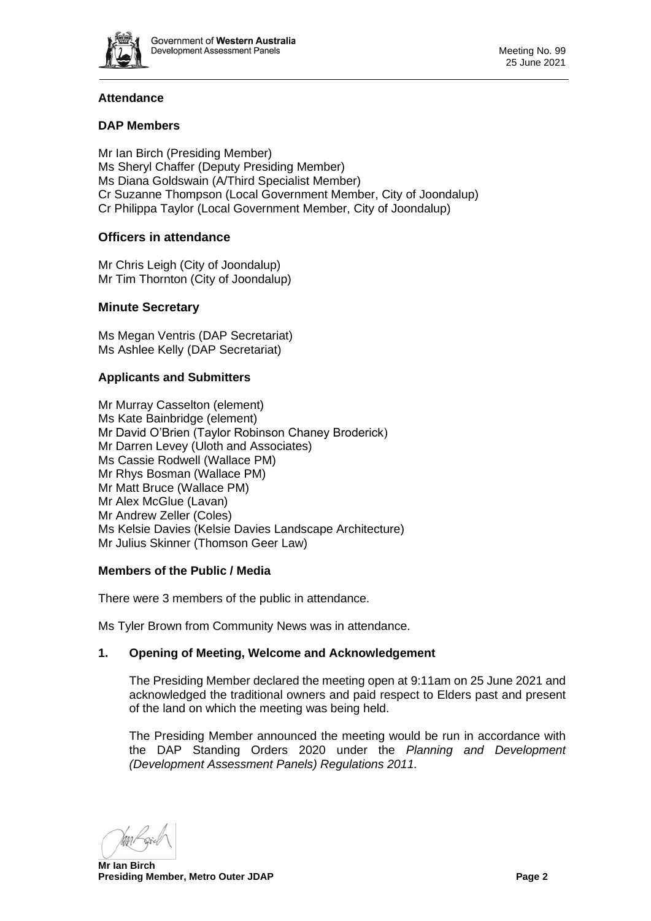## Attendance

### DAP Members

Mr Ian Birch (Presiding Member)
Ms Sheryl Chaffer (Deputy Presiding Member)
Ms Diana Goldswain (A/Third Specialist Member)
Cr Suzanne Thompson (Local Government Member, City of Joondalup)
Cr Philippa Taylor (Local Government Member, City of Joondalup)

### Officers in attendance

Mr Chris Leigh (City of Joondalup)
Mr Tim Thornton (City of Joondalup)

### Minute Secretary

Ms Megan Ventris (DAP Secretariat)
Ms Ashlee Kelly (DAP Secretariat)

### Applicants and Submitters

Mr Murray Casselton (element)
Ms Kate Bainbridge (element)
Mr David O'Brien (Taylor Robinson Chaney Broderick)
Mr Darren Levey (Uloth and Associates)
Ms Cassie Rodwell (Wallace PM)
Mr Rhys Bosman (Wallace PM)
Mr Matt Bruce (Wallace PM)
Mr Alex McGlue (Lavan)
Mr Andrew Zeller (Coles)
Ms Kelsie Davies (Kelsie Davies Landscape Architecture)
Mr Julius Skinner (Thomson Geer Law)

### Members of the Public / Media

There were 3 members of the public in attendance.

Ms Tyler Brown from Community News was in attendance.

## 1. Opening of Meeting, Welcome and Acknowledgement

The Presiding Member declared the meeting open at 9:11am on 25 June 2021 and acknowledged the traditional owners and paid respect to Elders past and present of the land on which the meeting was being held.

The Presiding Member announced the meeting would be run in accordance with the DAP Standing Orders 2020 under the *Planning and Development (Development Assessment Panels) Regulations 2011.*

**Mr Ian Birch**
**Presiding Member, Metro Outer JDAP**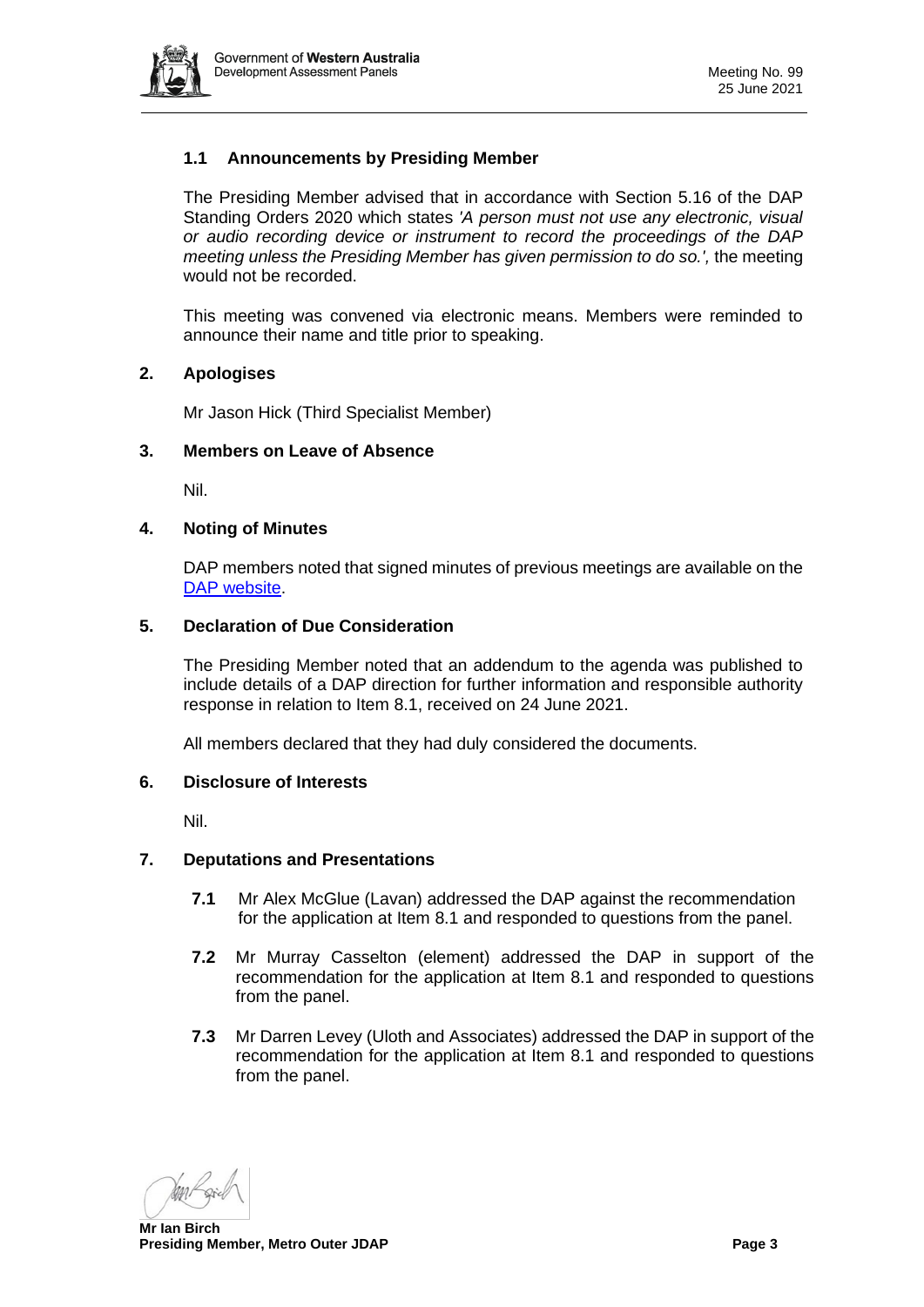### 1.1 Announcements by Presiding Member

The Presiding Member advised that in accordance with Section 5.16 of the DAP Standing Orders 2020 which states *'A person must not use any electronic, visual or audio recording device or instrument to record the proceedings of the DAP meeting unless the Presiding Member has given permission to do so.',* the meeting would not be recorded.

This meeting was convened via electronic means. Members were reminded to announce their name and title prior to speaking.

### 2. Apologises

Mr Jason Hick (Third Specialist Member)

### 3. Members on Leave of Absence

Nil.

### 4. Noting of Minutes

DAP members noted that signed minutes of previous meetings are available on the DAP website.

### 5. Declaration of Due Consideration

The Presiding Member noted that an addendum to the agenda was published to include details of a DAP direction for further information and responsible authority response in relation to Item 8.1, received on 24 June 2021.

All members declared that they had duly considered the documents.

### 6. Disclosure of Interests

Nil.

### 7. Deputations and Presentations

**7.1** Mr Alex McGlue (Lavan) addressed the DAP against the recommendation for the application at Item 8.1 and responded to questions from the panel.

**7.2** Mr Murray Casselton (element) addressed the DAP in support of the recommendation for the application at Item 8.1 and responded to questions from the panel.

**7.3** Mr Darren Levey (Uloth and Associates) addressed the DAP in support of the recommendation for the application at Item 8.1 and responded to questions from the panel.

**Mr Ian Birch**
**Presiding Member, Metro Outer JDAP**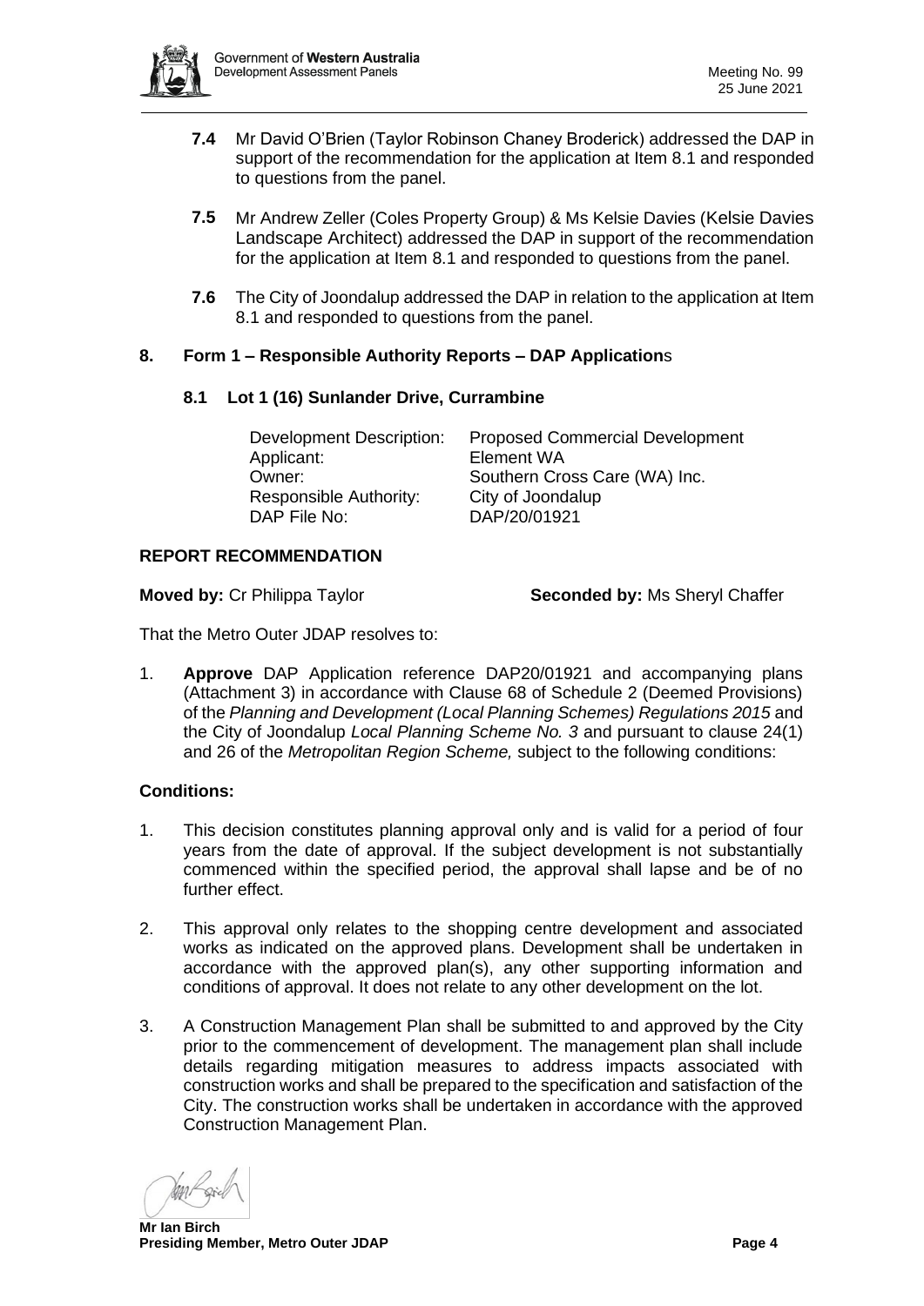**7.4** Mr David O'Brien (Taylor Robinson Chaney Broderick) addressed the DAP in support of the recommendation for the application at Item 8.1 and responded to questions from the panel.

**7.5** Mr Andrew Zeller (Coles Property Group) & Ms Kelsie Davies (Kelsie Davies Landscape Architect) addressed the DAP in support of the recommendation for the application at Item 8.1 and responded to questions from the panel.

**7.6** The City of Joondalup addressed the DAP in relation to the application at Item 8.1 and responded to questions from the panel.

## 8. Form 1 – Responsible Authority Reports – DAP Applications

### 8.1 Lot 1 (16) Sunlander Drive, Currambine

| | |
|---|---|
| Development Description: | Proposed Commercial Development |
| Applicant: | Element WA |
| Owner: | Southern Cross Care (WA) Inc. |
| Responsible Authority: | City of Joondalup |
| DAP File No: | DAP/20/01921 |

**REPORT RECOMMENDATION**

**Moved by:** Cr Philippa Taylor **Seconded by:** Ms Sheryl Chaffer

That the Metro Outer JDAP resolves to:

1. **Approve** DAP Application reference DAP20/01921 and accompanying plans (Attachment 3) in accordance with Clause 68 of Schedule 2 (Deemed Provisions) of the *Planning and Development (Local Planning Schemes) Regulations 2015* and the City of Joondalup *Local Planning Scheme No. 3* and pursuant to clause 24(1) and 26 of the *Metropolitan Region Scheme,* subject to the following conditions:

**Conditions:**

1. This decision constitutes planning approval only and is valid for a period of four years from the date of approval. If the subject development is not substantially commenced within the specified period, the approval shall lapse and be of no further effect.

2. This approval only relates to the shopping centre development and associated works as indicated on the approved plans. Development shall be undertaken in accordance with the approved plan(s), any other supporting information and conditions of approval. It does not relate to any other development on the lot.

3. A Construction Management Plan shall be submitted to and approved by the City prior to the commencement of development. The management plan shall include details regarding mitigation measures to address impacts associated with construction works and shall be prepared to the specification and satisfaction of the City. The construction works shall be undertaken in accordance with the approved Construction Management Plan.

**Mr Ian Birch**
**Presiding Member, Metro Outer JDAP**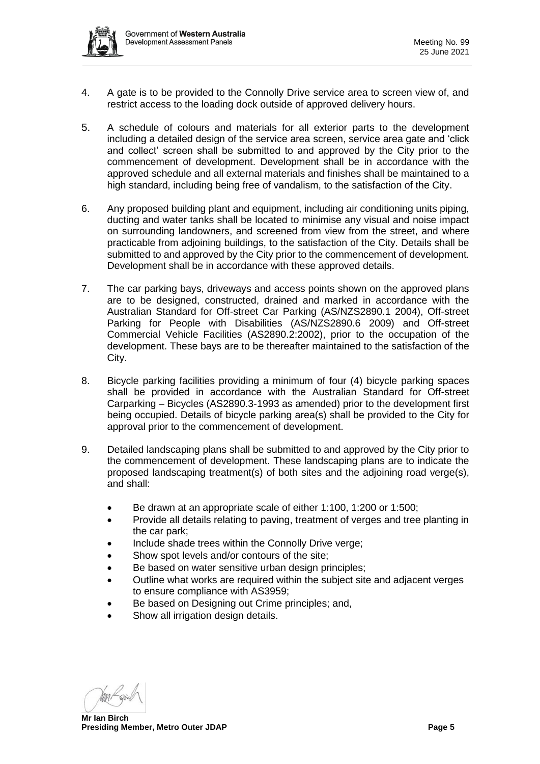4. A gate is to be provided to the Connolly Drive service area to screen view of, and restrict access to the loading dock outside of approved delivery hours.

5. A schedule of colours and materials for all exterior parts to the development including a detailed design of the service area screen, service area gate and 'click and collect' screen shall be submitted to and approved by the City prior to the commencement of development. Development shall be in accordance with the approved schedule and all external materials and finishes shall be maintained to a high standard, including being free of vandalism, to the satisfaction of the City.

6. Any proposed building plant and equipment, including air conditioning units piping, ducting and water tanks shall be located to minimise any visual and noise impact on surrounding landowners, and screened from view from the street, and where practicable from adjoining buildings, to the satisfaction of the City. Details shall be submitted to and approved by the City prior to the commencement of development. Development shall be in accordance with these approved details.

7. The car parking bays, driveways and access points shown on the approved plans are to be designed, constructed, drained and marked in accordance with the Australian Standard for Off-street Car Parking (AS/NZS2890.1 2004), Off-street Parking for People with Disabilities (AS/NZS2890.6 2009) and Off-street Commercial Vehicle Facilities (AS2890.2:2002), prior to the occupation of the development. These bays are to be thereafter maintained to the satisfaction of the City.

8. Bicycle parking facilities providing a minimum of four (4) bicycle parking spaces shall be provided in accordance with the Australian Standard for Off-street Carparking – Bicycles (AS2890.3-1993 as amended) prior to the development first being occupied. Details of bicycle parking area(s) shall be provided to the City for approval prior to the commencement of development.

9. Detailed landscaping plans shall be submitted to and approved by the City prior to the commencement of development. These landscaping plans are to indicate the proposed landscaping treatment(s) of both sites and the adjoining road verge(s), and shall:

   - Be drawn at an appropriate scale of either 1:100, 1:200 or 1:500;
   - Provide all details relating to paving, treatment of verges and tree planting in the car park;
   - Include shade trees within the Connolly Drive verge;
   - Show spot levels and/or contours of the site;
   - Be based on water sensitive urban design principles;
   - Outline what works are required within the subject site and adjacent verges to ensure compliance with AS3959;
   - Be based on Designing out Crime principles; and,
   - Show all irrigation design details.

**Mr Ian Birch**
**Presiding Member, Metro Outer JDAP**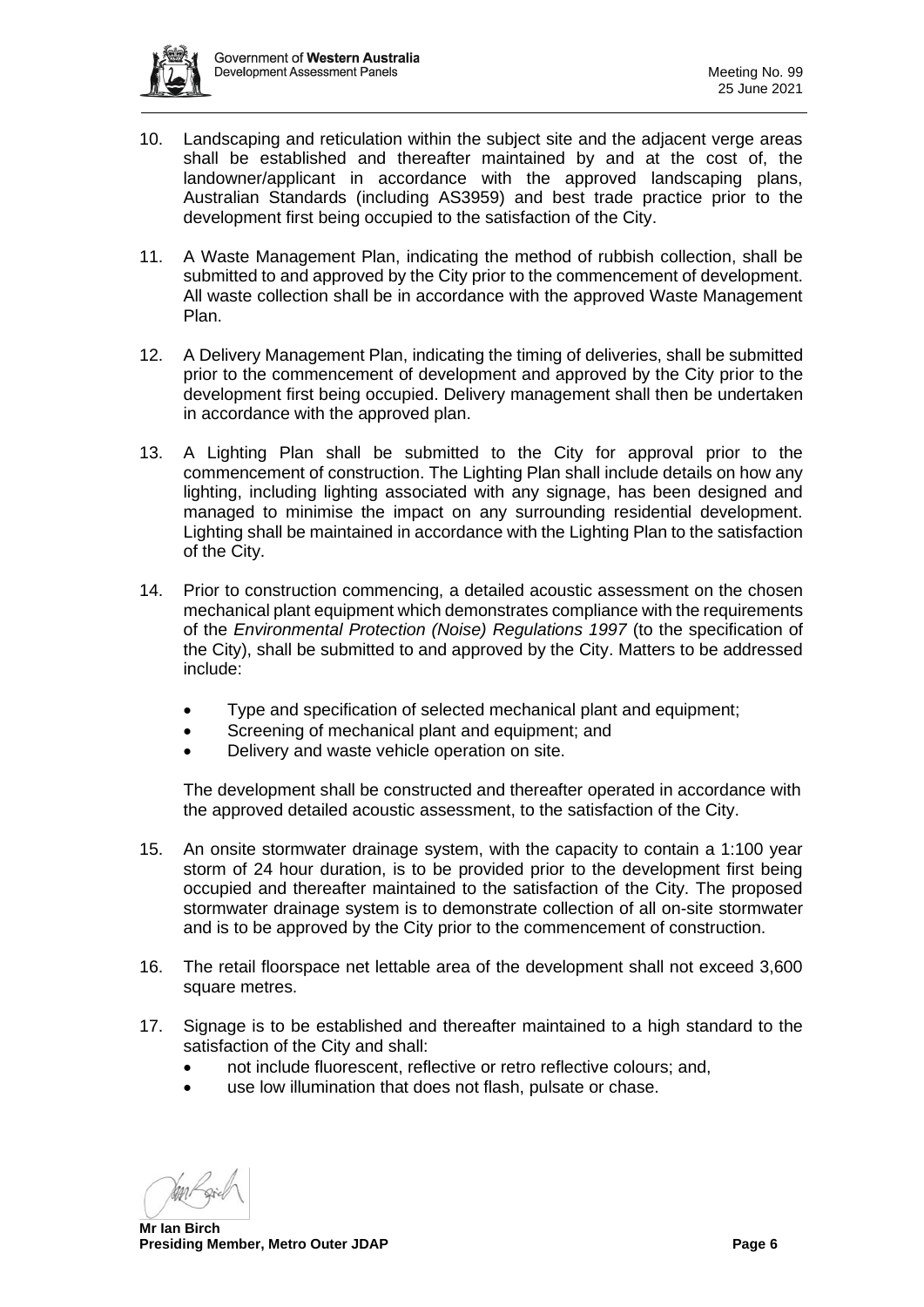10. Landscaping and reticulation within the subject site and the adjacent verge areas shall be established and thereafter maintained by and at the cost of, the landowner/applicant in accordance with the approved landscaping plans, Australian Standards (including AS3959) and best trade practice prior to the development first being occupied to the satisfaction of the City.

11. A Waste Management Plan, indicating the method of rubbish collection, shall be submitted to and approved by the City prior to the commencement of development. All waste collection shall be in accordance with the approved Waste Management Plan.

12. A Delivery Management Plan, indicating the timing of deliveries, shall be submitted prior to the commencement of development and approved by the City prior to the development first being occupied. Delivery management shall then be undertaken in accordance with the approved plan.

13. A Lighting Plan shall be submitted to the City for approval prior to the commencement of construction. The Lighting Plan shall include details on how any lighting, including lighting associated with any signage, has been designed and managed to minimise the impact on any surrounding residential development. Lighting shall be maintained in accordance with the Lighting Plan to the satisfaction of the City.

14. Prior to construction commencing, a detailed acoustic assessment on the chosen mechanical plant equipment which demonstrates compliance with the requirements of the *Environmental Protection (Noise) Regulations 1997* (to the specification of the City), shall be submitted to and approved by the City. Matters to be addressed include:

    - Type and specification of selected mechanical plant and equipment;
    - Screening of mechanical plant and equipment; and
    - Delivery and waste vehicle operation on site.

    The development shall be constructed and thereafter operated in accordance with the approved detailed acoustic assessment, to the satisfaction of the City.

15. An onsite stormwater drainage system, with the capacity to contain a 1:100 year storm of 24 hour duration, is to be provided prior to the development first being occupied and thereafter maintained to the satisfaction of the City. The proposed stormwater drainage system is to demonstrate collection of all on-site stormwater and is to be approved by the City prior to the commencement of construction.

16. The retail floorspace net lettable area of the development shall not exceed 3,600 square metres.

17. Signage is to be established and thereafter maintained to a high standard to the satisfaction of the City and shall:
    - not include fluorescent, reflective or retro reflective colours; and,
    - use low illumination that does not flash, pulsate or chase.

**Mr Ian Birch**
**Presiding Member, Metro Outer JDAP**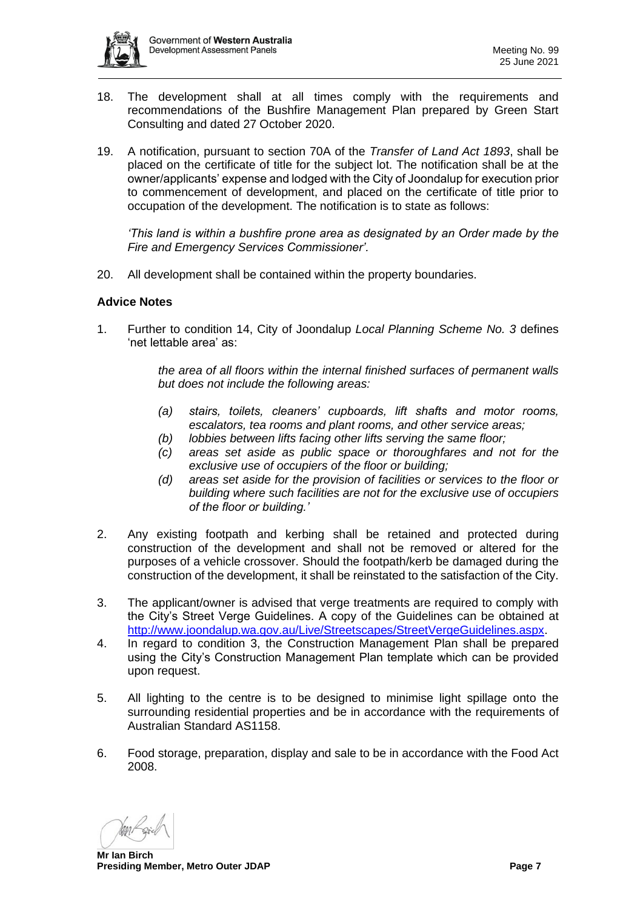18. The development shall at all times comply with the requirements and recommendations of the Bushfire Management Plan prepared by Green Start Consulting and dated 27 October 2020.

19. A notification, pursuant to section 70A of the *Transfer of Land Act 1893*, shall be placed on the certificate of title for the subject lot. The notification shall be at the owner/applicants' expense and lodged with the City of Joondalup for execution prior to commencement of development, and placed on the certificate of title prior to occupation of the development. The notification is to state as follows:

    *'This land is within a bushfire prone area as designated by an Order made by the Fire and Emergency Services Commissioner'.*

20. All development shall be contained within the property boundaries.

**Advice Notes**

1. Further to condition 14, City of Joondalup *Local Planning Scheme No. 3* defines 'net lettable area' as:

    > *the area of all floors within the internal finished surfaces of permanent walls but does not include the following areas:*
    >
    > *(a) stairs, toilets, cleaners' cupboards, lift shafts and motor rooms, escalators, tea rooms and plant rooms, and other service areas;*
    > *(b) lobbies between lifts facing other lifts serving the same floor;*
    > *(c) areas set aside as public space or thoroughfares and not for the exclusive use of occupiers of the floor or building;*
    > *(d) areas set aside for the provision of facilities or services to the floor or building where such facilities are not for the exclusive use of occupiers of the floor or building.'*

2. Any existing footpath and kerbing shall be retained and protected during construction of the development and shall not be removed or altered for the purposes of a vehicle crossover. Should the footpath/kerb be damaged during the construction of the development, it shall be reinstated to the satisfaction of the City.

3. The applicant/owner is advised that verge treatments are required to comply with the City's Street Verge Guidelines. A copy of the Guidelines can be obtained at http://www.joondalup.wa.gov.au/Live/Streetscapes/StreetVergeGuidelines.aspx.

4. In regard to condition 3, the Construction Management Plan shall be prepared using the City's Construction Management Plan template which can be provided upon request.

5. All lighting to the centre is to be designed to minimise light spillage onto the surrounding residential properties and be in accordance with the requirements of Australian Standard AS1158.

6. Food storage, preparation, display and sale to be in accordance with the Food Act 2008.

**Mr Ian Birch**
**Presiding Member, Metro Outer JDAP**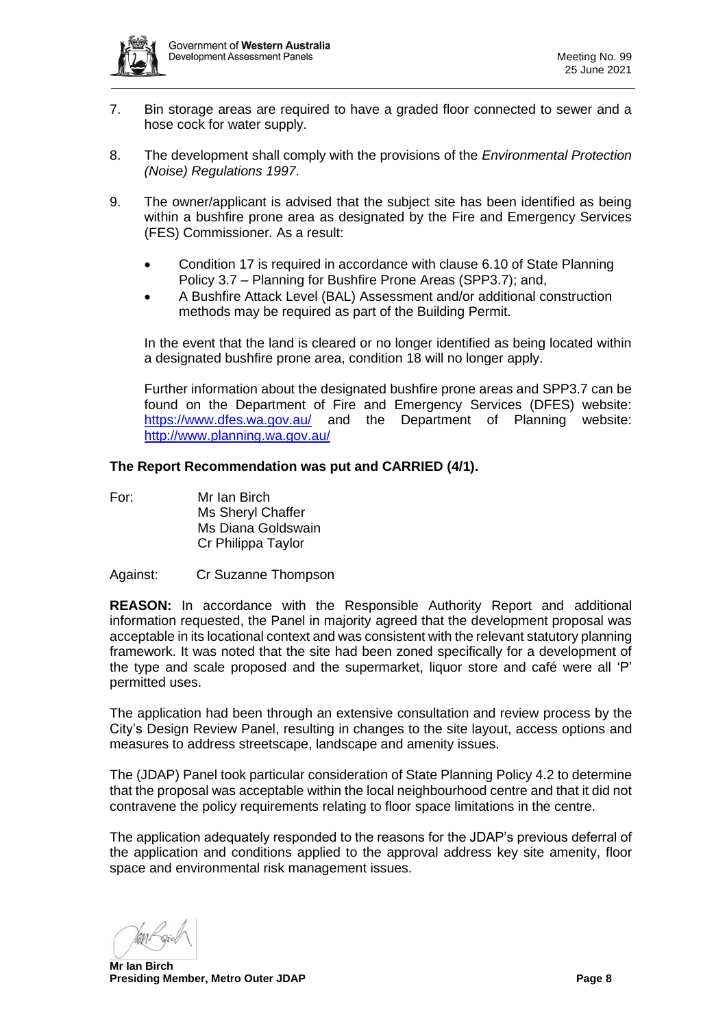7. Bin storage areas are required to have a graded floor connected to sewer and a hose cock for water supply.

8. The development shall comply with the provisions of the *Environmental Protection (Noise) Regulations 1997*.

9. The owner/applicant is advised that the subject site has been identified as being within a bushfire prone area as designated by the Fire and Emergency Services (FES) Commissioner. As a result:

   - Condition 17 is required in accordance with clause 6.10 of State Planning Policy 3.7 – Planning for Bushfire Prone Areas (SPP3.7); and,
   - A Bushfire Attack Level (BAL) Assessment and/or additional construction methods may be required as part of the Building Permit.

   In the event that the land is cleared or no longer identified as being located within a designated bushfire prone area, condition 18 will no longer apply.

   Further information about the designated bushfire prone areas and SPP3.7 can be found on the Department of Fire and Emergency Services (DFES) website: https://www.dfes.wa.gov.au/ and the Department of Planning website: http://www.planning.wa.gov.au/

**The Report Recommendation was put and CARRIED (4/1).**

For: Mr Ian Birch
Ms Sheryl Chaffer
Ms Diana Goldswain
Cr Philippa Taylor

Against: Cr Suzanne Thompson

**REASON:** In accordance with the Responsible Authority Report and additional information requested, the Panel in majority agreed that the development proposal was acceptable in its locational context and was consistent with the relevant statutory planning framework. It was noted that the site had been zoned specifically for a development of the type and scale proposed and the supermarket, liquor store and café were all 'P' permitted uses.

The application had been through an extensive consultation and review process by the City's Design Review Panel, resulting in changes to the site layout, access options and measures to address streetscape, landscape and amenity issues.

The (JDAP) Panel took particular consideration of State Planning Policy 4.2 to determine that the proposal was acceptable within the local neighbourhood centre and that it did not contravene the policy requirements relating to floor space limitations in the centre.

The application adequately responded to the reasons for the JDAP's previous deferral of the application and conditions applied to the approval address key site amenity, floor space and environmental risk management issues.

**Mr Ian Birch**
**Presiding Member, Metro Outer JDAP**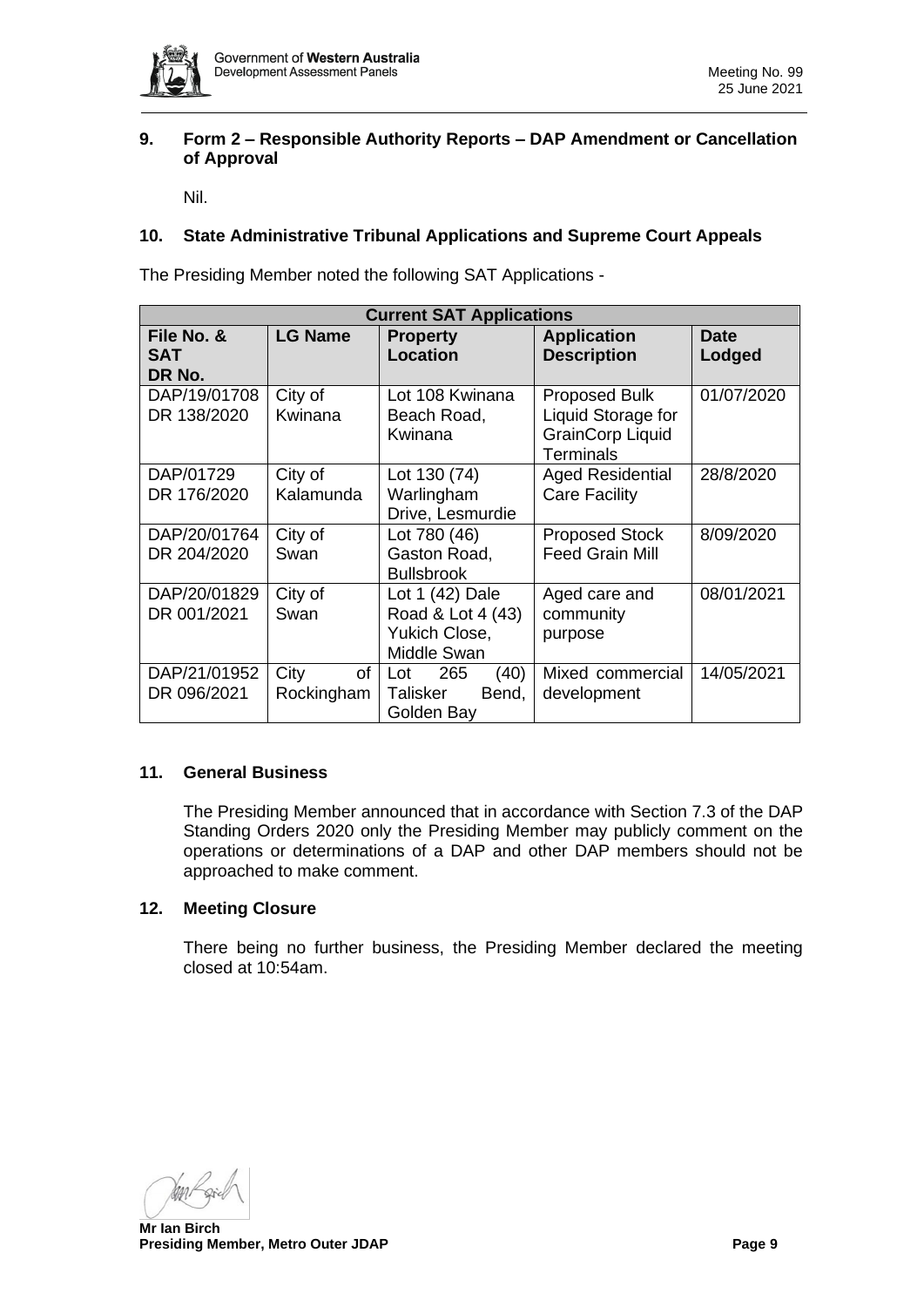## 9. Form 2 – Responsible Authority Reports – DAP Amendment or Cancellation of Approval

Nil.

## 10. State Administrative Tribunal Applications and Supreme Court Appeals

The Presiding Member noted the following SAT Applications -

| Current SAT Applications | | | | |
|---|---|---|---|---|
| **File No. & SAT DR No.** | **LG Name** | **Property Location** | **Application Description** | **Date Lodged** |
| DAP/19/01708 DR 138/2020 | City of Kwinana | Lot 108 Kwinana Beach Road, Kwinana | Proposed Bulk Liquid Storage for GrainCorp Liquid Terminals | 01/07/2020 |
| DAP/01729 DR 176/2020 | City of Kalamunda | Lot 130 (74) Warlingham Drive, Lesmurdie | Aged Residential Care Facility | 28/8/2020 |
| DAP/20/01764 DR 204/2020 | City of Swan | Lot 780 (46) Gaston Road, Bullsbrook | Proposed Stock Feed Grain Mill | 8/09/2020 |
| DAP/20/01829 DR 001/2021 | City of Swan | Lot 1 (42) Dale Road & Lot 4 (43) Yukich Close, Middle Swan | Aged care and community purpose | 08/01/2021 |
| DAP/21/01952 DR 096/2021 | City of Rockingham | Lot 265 (40) Talisker Bend, Golden Bay | Mixed commercial development | 14/05/2021 |

## 11. General Business

The Presiding Member announced that in accordance with Section 7.3 of the DAP Standing Orders 2020 only the Presiding Member may publicly comment on the operations or determinations of a DAP and other DAP members should not be approached to make comment.

## 12. Meeting Closure

There being no further business, the Presiding Member declared the meeting closed at 10:54am.

**Mr Ian Birch**
**Presiding Member, Metro Outer JDAP**